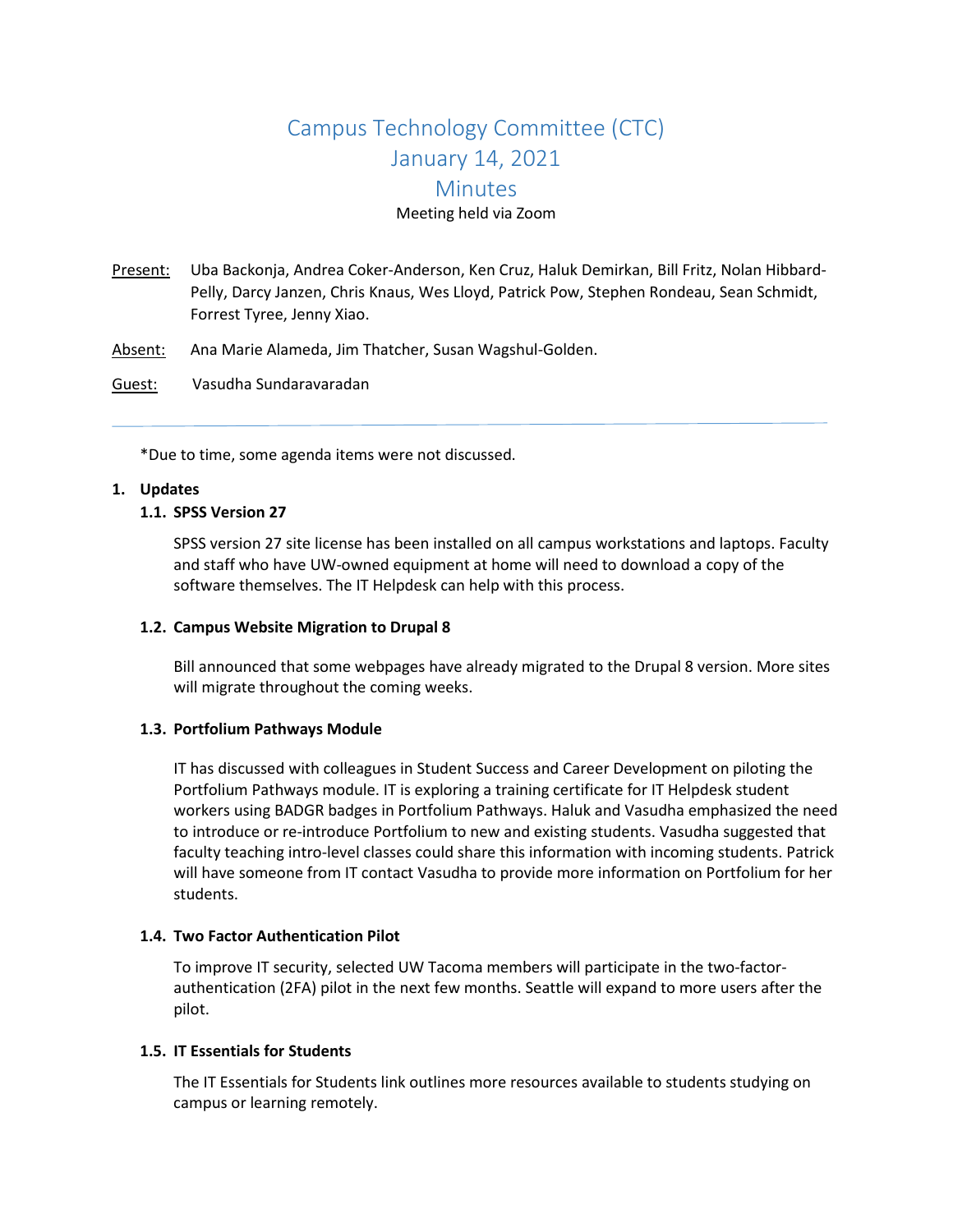# Campus Technology Committee (CTC)
# January 14, 2021
# Minutes

Meeting held via Zoom

Present: Uba Backonja, Andrea Coker-Anderson, Ken Cruz, Haluk Demirkan, Bill Fritz, Nolan Hibbard-Pelly, Darcy Janzen, Chris Knaus, Wes Lloyd, Patrick Pow, Stephen Rondeau, Sean Schmidt, Forrest Tyree, Jenny Xiao.

Absent: Ana Marie Alameda, Jim Thatcher, Susan Wagshul-Golden.

Guest: Vasudha Sundaravaradan

---

*Due to time, some agenda items were not discussed.

## 1. Updates

### 1.1. SPSS Version 27

SPSS version 27 site license has been installed on all campus workstations and laptops. Faculty and staff who have UW-owned equipment at home will need to download a copy of the software themselves. The IT Helpdesk can help with this process.

### 1.2. Campus Website Migration to Drupal 8

Bill announced that some webpages have already migrated to the Drupal 8 version. More sites will migrate throughout the coming weeks.

### 1.3. Portfolium Pathways Module

IT has discussed with colleagues in Student Success and Career Development on piloting the Portfolium Pathways module. IT is exploring a training certificate for IT Helpdesk student workers using BADGR badges in Portfolium Pathways. Haluk and Vasudha emphasized the need to introduce or re-introduce Portfolium to new and existing students. Vasudha suggested that faculty teaching intro-level classes could share this information with incoming students. Patrick will have someone from IT contact Vasudha to provide more information on Portfolium for her students.

### 1.4. Two Factor Authentication Pilot

To improve IT security, selected UW Tacoma members will participate in the two-factor-authentication (2FA) pilot in the next few months. Seattle will expand to more users after the pilot.

### 1.5. IT Essentials for Students

The IT Essentials for Students link outlines more resources available to students studying on campus or learning remotely.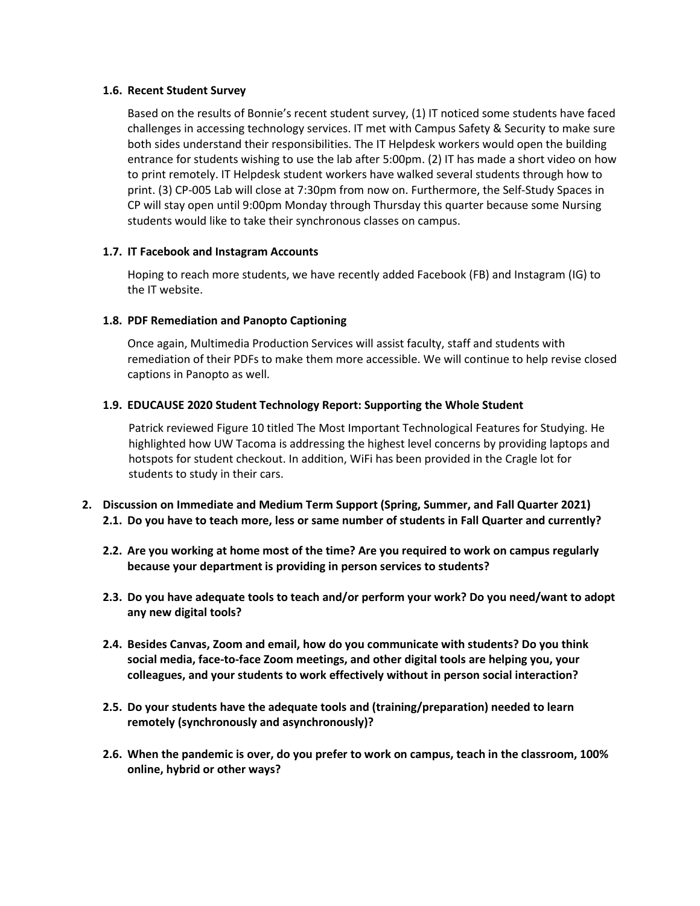**1.6. Recent Student Survey**

Based on the results of Bonnie's recent student survey, (1) IT noticed some students have faced challenges in accessing technology services. IT met with Campus Safety & Security to make sure both sides understand their responsibilities. The IT Helpdesk workers would open the building entrance for students wishing to use the lab after 5:00pm. (2) IT has made a short video on how to print remotely. IT Helpdesk student workers have walked several students through how to print. (3) CP-005 Lab will close at 7:30pm from now on. Furthermore, the Self-Study Spaces in CP will stay open until 9:00pm Monday through Thursday this quarter because some Nursing students would like to take their synchronous classes on campus.

**1.7. IT Facebook and Instagram Accounts**

Hoping to reach more students, we have recently added Facebook (FB) and Instagram (IG) to the IT website.

**1.8. PDF Remediation and Panopto Captioning**

Once again, Multimedia Production Services will assist faculty, staff and students with remediation of their PDFs to make them more accessible. We will continue to help revise closed captions in Panopto as well.

**1.9. EDUCAUSE 2020 Student Technology Report: Supporting the Whole Student**

Patrick reviewed Figure 10 titled The Most Important Technological Features for Studying. He highlighted how UW Tacoma is addressing the highest level concerns by providing laptops and hotspots for student checkout. In addition, WiFi has been provided in the Cragle lot for students to study in their cars.

**2. Discussion on Immediate and Medium Term Support (Spring, Summer, and Fall Quarter 2021)**

**2.1. Do you have to teach more, less or same number of students in Fall Quarter and currently?**

**2.2. Are you working at home most of the time? Are you required to work on campus regularly because your department is providing in person services to students?**

**2.3. Do you have adequate tools to teach and/or perform your work? Do you need/want to adopt any new digital tools?**

**2.4. Besides Canvas, Zoom and email, how do you communicate with students? Do you think social media, face-to-face Zoom meetings, and other digital tools are helping you, your colleagues, and your students to work effectively without in person social interaction?**

**2.5. Do your students have the adequate tools and (training/preparation) needed to learn remotely (synchronously and asynchronously)?**

**2.6. When the pandemic is over, do you prefer to work on campus, teach in the classroom, 100% online, hybrid or other ways?**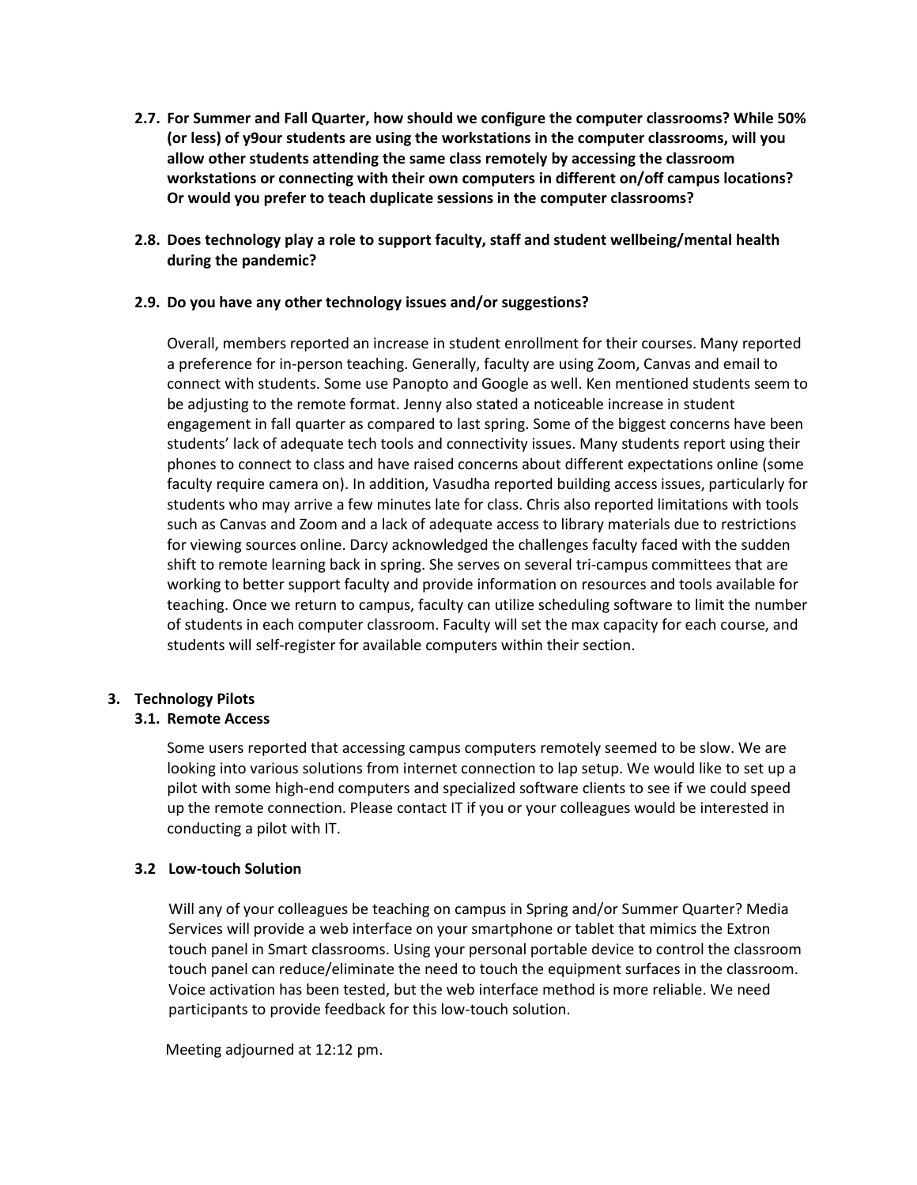**2.7. For Summer and Fall Quarter, how should we configure the computer classrooms? While 50% (or less) of y9our students are using the workstations in the computer classrooms, will you allow other students attending the same class remotely by accessing the classroom workstations or connecting with their own computers in different on/off campus locations? Or would you prefer to teach duplicate sessions in the computer classrooms?**

**2.8. Does technology play a role to support faculty, staff and student wellbeing/mental health during the pandemic?**

**2.9. Do you have any other technology issues and/or suggestions?**

Overall, members reported an increase in student enrollment for their courses. Many reported a preference for in-person teaching. Generally, faculty are using Zoom, Canvas and email to connect with students. Some use Panopto and Google as well. Ken mentioned students seem to be adjusting to the remote format. Jenny also stated a noticeable increase in student engagement in fall quarter as compared to last spring. Some of the biggest concerns have been students' lack of adequate tech tools and connectivity issues. Many students report using their phones to connect to class and have raised concerns about different expectations online (some faculty require camera on). In addition, Vasudha reported building access issues, particularly for students who may arrive a few minutes late for class. Chris also reported limitations with tools such as Canvas and Zoom and a lack of adequate access to library materials due to restrictions for viewing sources online. Darcy acknowledged the challenges faculty faced with the sudden shift to remote learning back in spring. She serves on several tri-campus committees that are working to better support faculty and provide information on resources and tools available for teaching. Once we return to campus, faculty can utilize scheduling software to limit the number of students in each computer classroom. Faculty will set the max capacity for each course, and students will self-register for available computers within their section.

## 3. Technology Pilots

### 3.1. Remote Access

Some users reported that accessing campus computers remotely seemed to be slow. We are looking into various solutions from internet connection to lap setup. We would like to set up a pilot with some high-end computers and specialized software clients to see if we could speed up the remote connection. Please contact IT if you or your colleagues would be interested in conducting a pilot with IT.

### 3.2 Low-touch Solution

Will any of your colleagues be teaching on campus in Spring and/or Summer Quarter? Media Services will provide a web interface on your smartphone or tablet that mimics the Extron touch panel in Smart classrooms. Using your personal portable device to control the classroom touch panel can reduce/eliminate the need to touch the equipment surfaces in the classroom. Voice activation has been tested, but the web interface method is more reliable. We need participants to provide feedback for this low-touch solution.

Meeting adjourned at 12:12 pm.